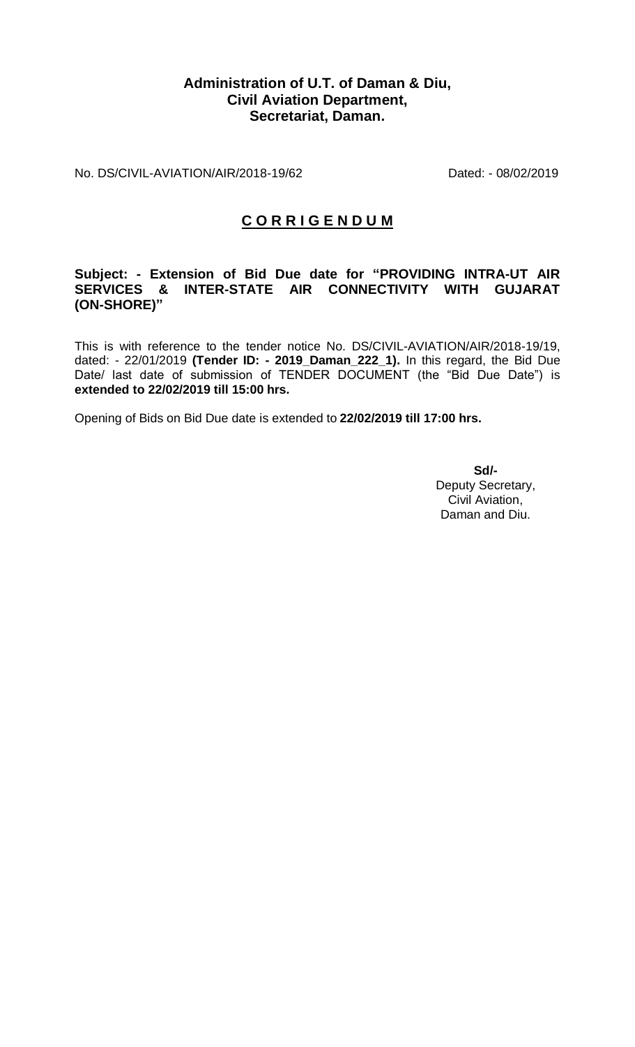**Administration of U.T. of Daman & Diu,**
**Civil Aviation Department,**
**Secretariat, Daman.**

No. DS/CIVIL-AVIATION/AIR/2018-19/62 Dated: - 08/02/2019

## C O R R I G E N D U M

**Subject: - Extension of Bid Due date for "PROVIDING INTRA-UT AIR SERVICES & INTER-STATE AIR CONNECTIVITY WITH GUJARAT (ON-SHORE)"**

This is with reference to the tender notice No. DS/CIVIL-AVIATION/AIR/2018-19/19, dated: - 22/01/2019 **(Tender ID: - 2019_Daman_222_1).** In this regard, the Bid Due Date/ last date of submission of TENDER DOCUMENT (the "Bid Due Date") is **extended to 22/02/2019 till 15:00 hrs.**

Opening of Bids on Bid Due date is extended to **22/02/2019 till 17:00 hrs.**

**Sd/-**
Deputy Secretary,
Civil Aviation,
Daman and Diu.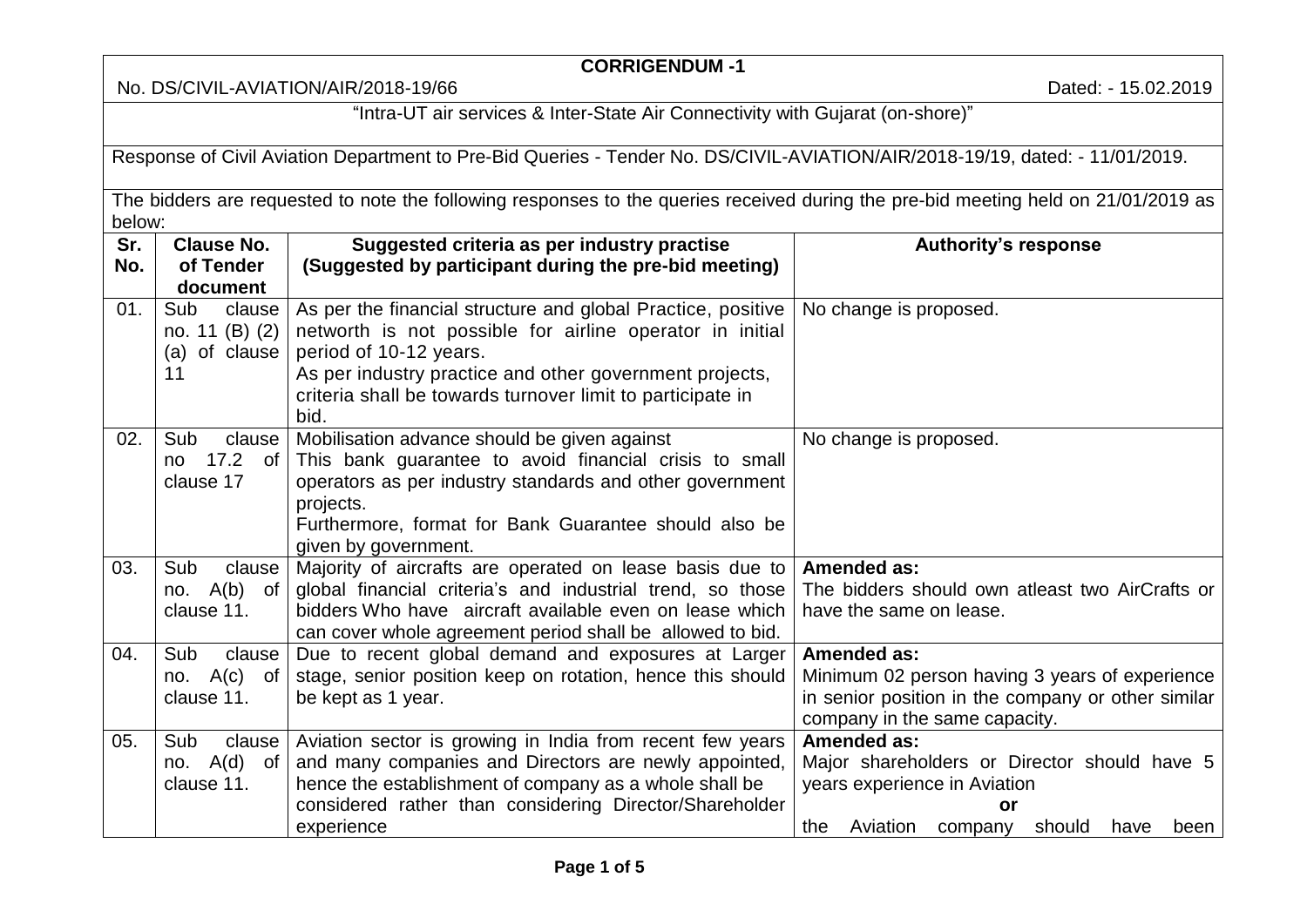**CORRIGENDUM -1**

No. DS/CIVIL-AVIATION/AIR/2018-19/66 Dated: - 15.02.2019

"Intra-UT air services & Inter-State Air Connectivity with Gujarat (on-shore)"

Response of Civil Aviation Department to Pre-Bid Queries - Tender No. DS/CIVIL-AVIATION/AIR/2018-19/19, dated: - 11/01/2019.

The bidders are requested to note the following responses to the queries received during the pre-bid meeting held on 21/01/2019 as below:

| Sr. No. | Clause No. of Tender document | Suggested criteria as per industry practise (Suggested by participant during the pre-bid meeting) | Authority's response |
|---|---|---|---|
| 01. | Sub clause no. 11 (B) (2) (a) of clause 11 | As per the financial structure and global Practice, positive networth is not possible for airline operator in initial period of 10-12 years.<br>As per industry practice and other government projects, criteria shall be towards turnover limit to participate in bid. | No change is proposed. |
| 02. | Sub clause no 17.2 of clause 17 | Mobilisation advance should be given against<br>This bank guarantee to avoid financial crisis to small operators as per industry standards and other government projects.<br>Furthermore, format for Bank Guarantee should also be given by government. | No change is proposed. |
| 03. | Sub clause no. A(b) of clause 11. | Majority of aircrafts are operated on lease basis due to global financial criteria's and industrial trend, so those bidders Who have aircraft available even on lease which can cover whole agreement period shall be allowed to bid. | **Amended as:**<br>The bidders should own atleast two AirCrafts or have the same on lease. |
| 04. | Sub clause no. A(c) of clause 11. | Due to recent global demand and exposures at Larger stage, senior position keep on rotation, hence this should be kept as 1 year. | **Amended as:**<br>Minimum 02 person having 3 years of experience in senior position in the company or other similar company in the same capacity. |
| 05. | Sub clause no. A(d) of clause 11. | Aviation sector is growing in India from recent few years and many companies and Directors are newly appointed, hence the establishment of company as a whole shall be considered rather than considering Director/Shareholder experience | **Amended as:**<br>Major shareholders or Director should have 5 years experience in Aviation<br>**or**<br>the Aviation company should have been |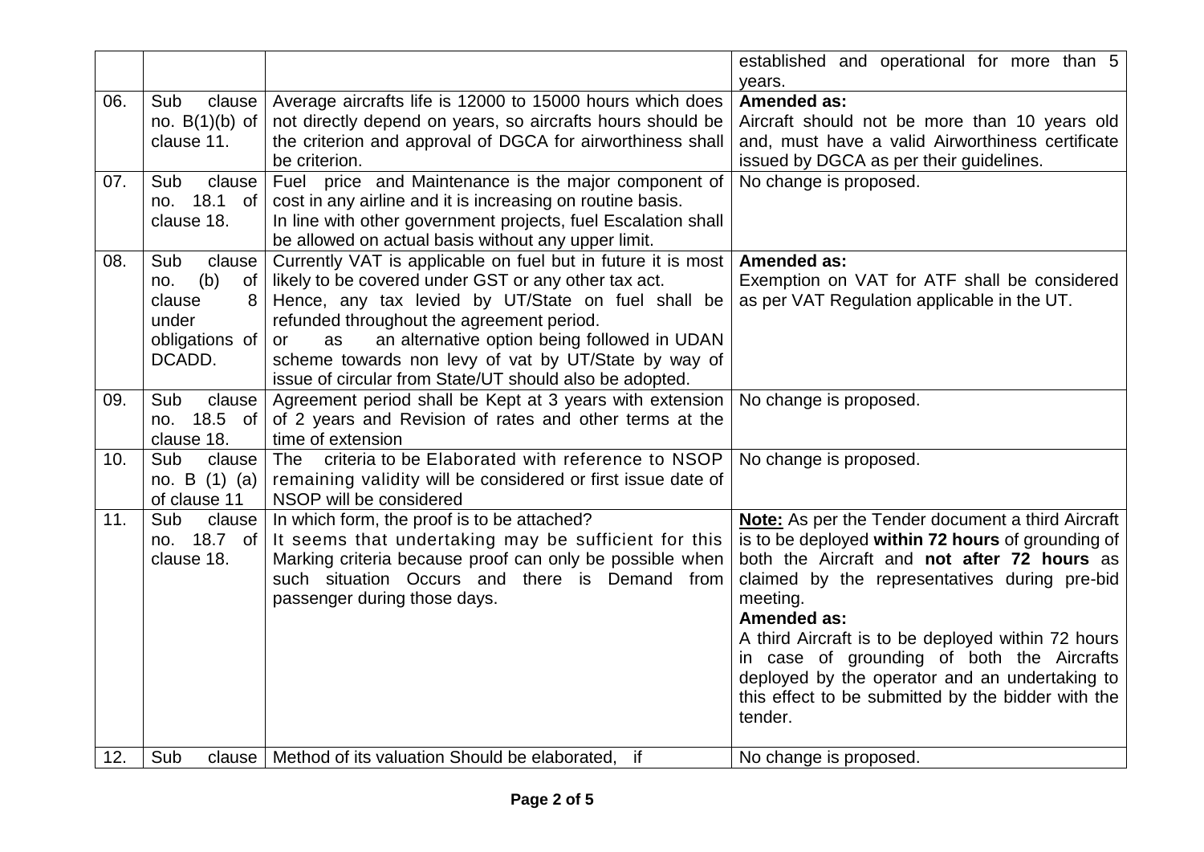| | | | established and operational for more than 5 years. |
|---|---|---|---|
| 06. | Sub clause no. B(1)(b) of clause 11. | Average aircrafts life is 12000 to 15000 hours which does not directly depend on years, so aircrafts hours should be the criterion and approval of DGCA for airworthiness shall be criterion. | **Amended as:**<br>Aircraft should not be more than 10 years old and, must have a valid Airworthiness certificate issued by DGCA as per their guidelines. |
| 07. | Sub clause no. 18.1 of clause 18. | Fuel price and Maintenance is the major component of cost in any airline and it is increasing on routine basis.<br>In line with other government projects, fuel Escalation shall be allowed on actual basis without any upper limit. | No change is proposed. |
| 08. | Sub clause no. (b) of clause 8 under obligations of DCADD. | Currently VAT is applicable on fuel but in future it is most likely to be covered under GST or any other tax act.<br>Hence, any tax levied by UT/State on fuel shall be refunded throughout the agreement period.<br>or as an alternative option being followed in UDAN scheme towards non levy of vat by UT/State by way of issue of circular from State/UT should also be adopted. | **Amended as:**<br>Exemption on VAT for ATF shall be considered as per VAT Regulation applicable in the UT. |
| 09. | Sub clause no. 18.5 of clause 18. | Agreement period shall be Kept at 3 years with extension of 2 years and Revision of rates and other terms at the time of extension | No change is proposed. |
| 10. | Sub clause no. B (1) (a) of clause 11 | The criteria to be Elaborated with reference to NSOP remaining validity will be considered or first issue date of NSOP will be considered | No change is proposed. |
| 11. | Sub clause no. 18.7 of clause 18. | In which form, the proof is to be attached?<br>It seems that undertaking may be sufficient for this Marking criteria because proof can only be possible when such situation Occurs and there is Demand from passenger during those days. | **Note:** As per the Tender document a third Aircraft is to be deployed **within 72 hours** of grounding of both the Aircraft and **not after 72 hours** as claimed by the representatives during pre-bid meeting.<br>**Amended as:**<br>A third Aircraft is to be deployed within 72 hours in case of grounding of both the Aircrafts deployed by the operator and an undertaking to this effect to be submitted by the bidder with the tender. |
| 12. | Sub clause | Method of its valuation Should be elaborated, if | No change is proposed. |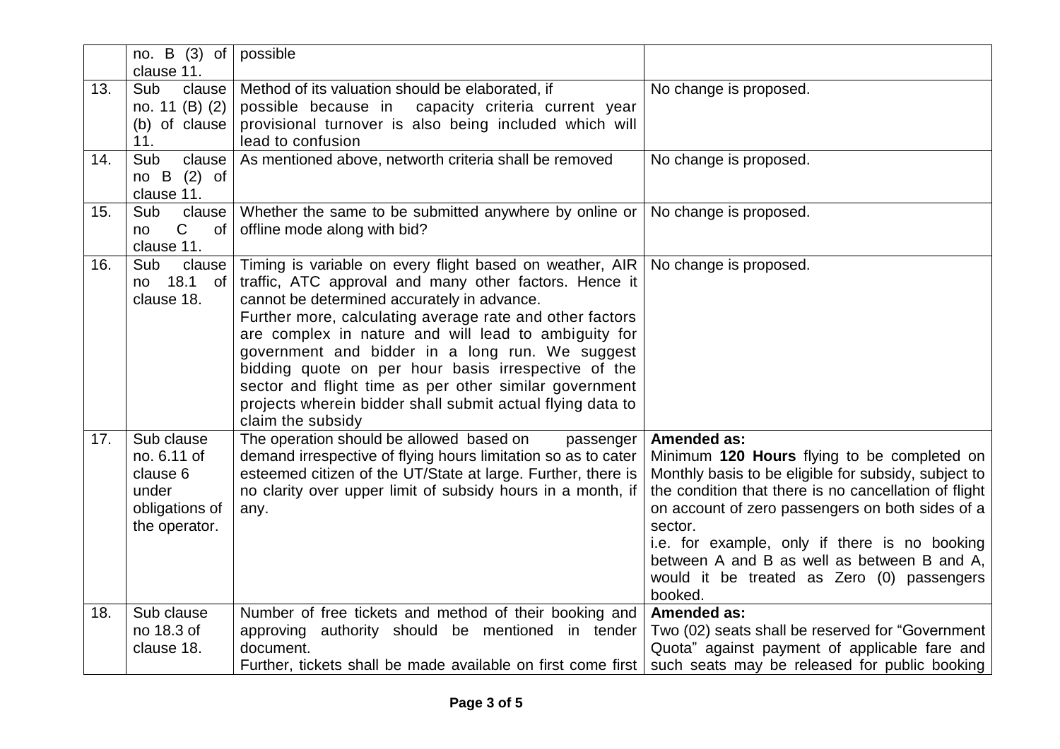|  |  |  |  |
|---|---|---|---|
|  | no. B (3) of clause 11. | possible |  |
| 13. | Sub clause no. 11 (B) (2) (b) of clause 11. | Method of its valuation should be elaborated, if possible because in capacity criteria current year provisional turnover is also being included which will lead to confusion | No change is proposed. |
| 14. | Sub clause no B (2) of clause 11. | As mentioned above, networth criteria shall be removed | No change is proposed. |
| 15. | Sub clause no C of clause 11. | Whether the same to be submitted anywhere by online or offline mode along with bid? | No change is proposed. |
| 16. | Sub clause no 18.1 of clause 18. | Timing is variable on every flight based on weather, AIR traffic, ATC approval and many other factors. Hence it cannot be determined accurately in advance.<br>Further more, calculating average rate and other factors are complex in nature and will lead to ambiguity for government and bidder in a long run. We suggest bidding quote on per hour basis irrespective of the sector and flight time as per other similar government projects wherein bidder shall submit actual flying data to claim the subsidy | No change is proposed. |
| 17. | Sub clause no. 6.11 of clause 6 under obligations of the operator. | The operation should be allowed based on passenger demand irrespective of flying hours limitation so as to cater esteemed citizen of the UT/State at large. Further, there is no clarity over upper limit of subsidy hours in a month, if any. | **Amended as:**<br>Minimum **120 Hours** flying to be completed on Monthly basis to be eligible for subsidy, subject to the condition that there is no cancellation of flight on account of zero passengers on both sides of a sector.<br>i.e. for example, only if there is no booking between A and B as well as between B and A, would it be treated as Zero (0) passengers booked. |
| 18. | Sub clause no 18.3 of clause 18. | Number of free tickets and method of their booking and approving authority should be mentioned in tender document.<br>Further, tickets shall be made available on first come first | **Amended as:**<br>Two (02) seats shall be reserved for "Government Quota" against payment of applicable fare and such seats may be released for public booking |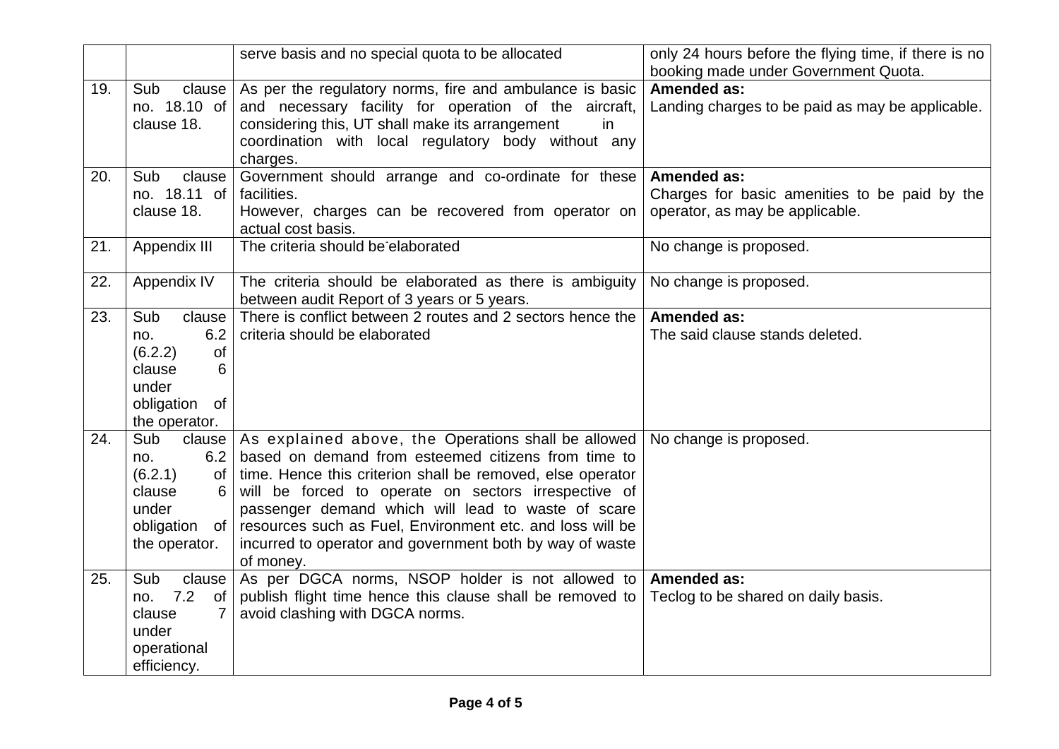| | | serve basis and no special quota to be allocated | only 24 hours before the flying time, if there is no booking made under Government Quota. |
|---|---|---|---|
| 19. | Sub clause no. 18.10 of clause 18. | As per the regulatory norms, fire and ambulance is basic and necessary facility for operation of the aircraft, considering this, UT shall make its arrangement in coordination with local regulatory body without any charges. | **Amended as:** Landing charges to be paid as may be applicable. |
| 20. | Sub clause no. 18.11 of clause 18. | Government should arrange and co-ordinate for these facilities. However, charges can be recovered from operator on actual cost basis. | **Amended as:** Charges for basic amenities to be paid by the operator, as may be applicable. |
| 21. | Appendix III | The criteria should be elaborated | No change is proposed. |
| 22. | Appendix IV | The criteria should be elaborated as there is ambiguity between audit Report of 3 years or 5 years. | No change is proposed. |
| 23. | Sub clause no. 6.2 (6.2.2) of clause 6 under obligation of the operator. | There is conflict between 2 routes and 2 sectors hence the criteria should be elaborated | **Amended as:** The said clause stands deleted. |
| 24. | Sub clause no. 6.2 (6.2.1) of clause 6 under obligation of the operator. | As explained above, the Operations shall be allowed based on demand from esteemed citizens from time to time. Hence this criterion shall be removed, else operator will be forced to operate on sectors irrespective of passenger demand which will lead to waste of scare resources such as Fuel, Environment etc. and loss will be incurred to operator and government both by way of waste of money. | No change is proposed. |
| 25. | Sub clause no. 7.2 of clause 7 under operational efficiency. | As per DGCA norms, NSOP holder is not allowed to publish flight time hence this clause shall be removed to avoid clashing with DGCA norms. | **Amended as:** Teclog to be shared on daily basis. |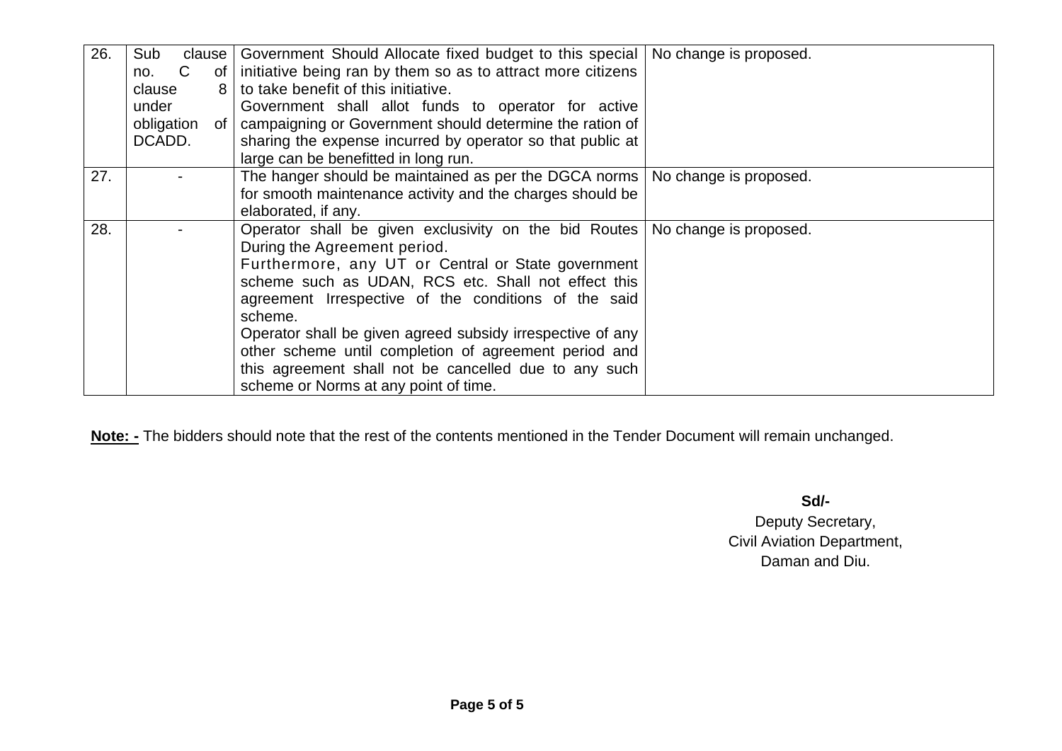| | | | |
|---|---|---|---|
| 26. | Sub clause no. C of clause 8 under obligation of DCADD. | Government Should Allocate fixed budget to this special initiative being ran by them so as to attract more citizens to take benefit of this initiative.<br>Government shall allot funds to operator for active campaigning or Government should determine the ration of sharing the expense incurred by operator so that public at large can be benefitted in long run. | No change is proposed. |
| 27. | - | The hanger should be maintained as per the DGCA norms for smooth maintenance activity and the charges should be elaborated, if any. | No change is proposed. |
| 28. | - | Operator shall be given exclusivity on the bid Routes During the Agreement period.<br>Furthermore, any UT or Central or State government scheme such as UDAN, RCS etc. Shall not effect this agreement Irrespective of the conditions of the said scheme.<br>Operator shall be given agreed subsidy irrespective of any other scheme until completion of agreement period and this agreement shall not be cancelled due to any such scheme or Norms at any point of time. | No change is proposed. |

**Note: -** The bidders should note that the rest of the contents mentioned in the Tender Document will remain unchanged.

**Sd/-**
Deputy Secretary,
Civil Aviation Department,
Daman and Diu.